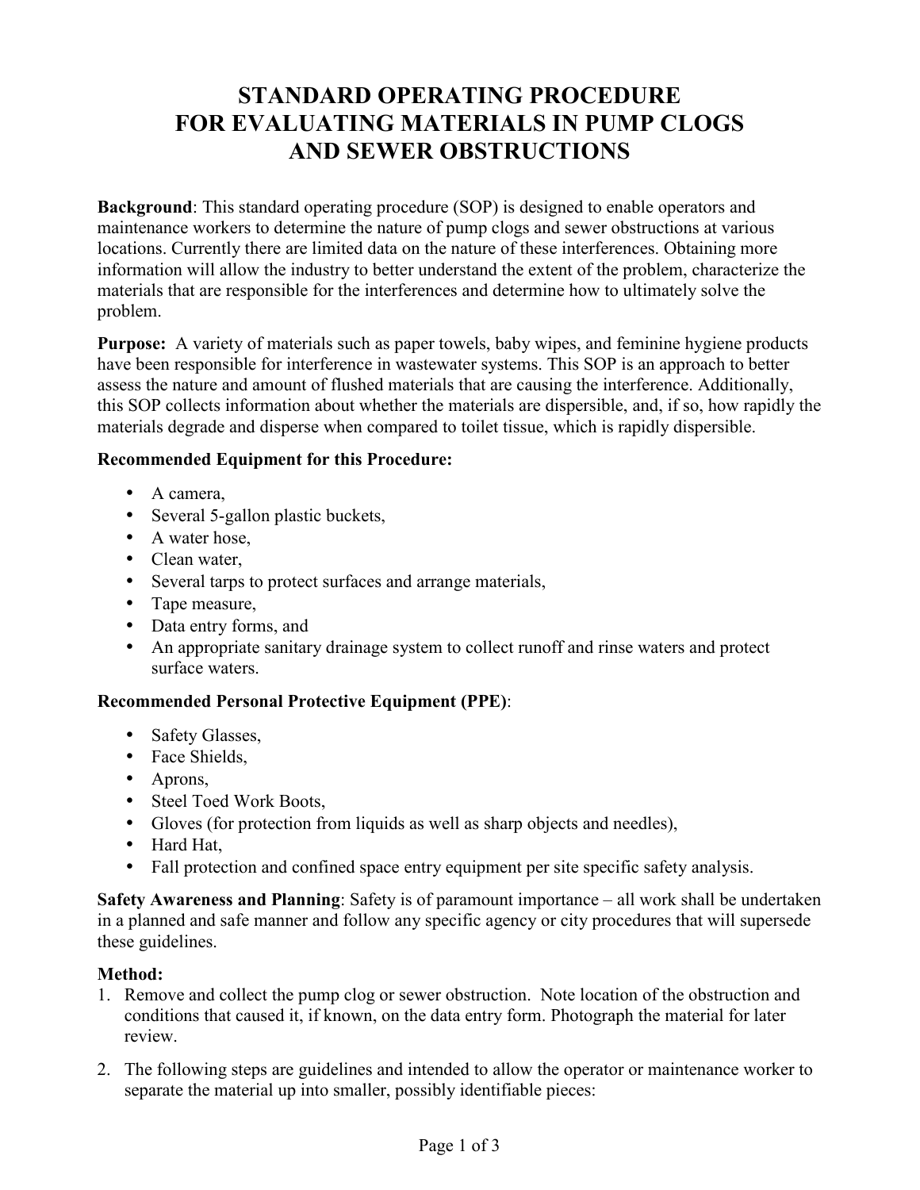# STANDARD OPERATING PROCEDURE FOR EVALUATING MATERIALS IN PUMP CLOGS AND SEWER OBSTRUCTIONS

**Background**: This standard operating procedure (SOP) is designed to enable operators and maintenance workers to determine the nature of pump clogs and sewer obstructions at various locations. Currently there are limited data on the nature of these interferences. Obtaining more information will allow the industry to better understand the extent of the problem, characterize the materials that are responsible for the interferences and determine how to ultimately solve the problem.

**Purpose:** A variety of materials such as paper towels, baby wipes, and feminine hygiene products have been responsible for interference in wastewater systems. This SOP is an approach to better assess the nature and amount of flushed materials that are causing the interference. Additionally, this SOP collects information about whether the materials are dispersible, and, if so, how rapidly the materials degrade and disperse when compared to toilet tissue, which is rapidly dispersible.

**Recommended Equipment for this Procedure:**

- A camera,
- Several 5-gallon plastic buckets,
- A water hose,
- Clean water,
- Several tarps to protect surfaces and arrange materials,
- Tape measure,
- Data entry forms, and
- An appropriate sanitary drainage system to collect runoff and rinse waters and protect surface waters.

**Recommended Personal Protective Equipment (PPE)**:

- Safety Glasses,
- Face Shields,
- Aprons,
- Steel Toed Work Boots,
- Gloves (for protection from liquids as well as sharp objects and needles),
- Hard Hat,
- Fall protection and confined space entry equipment per site specific safety analysis.

**Safety Awareness and Planning**: Safety is of paramount importance – all work shall be undertaken in a planned and safe manner and follow any specific agency or city procedures that will supersede these guidelines.

**Method:**

1. Remove and collect the pump clog or sewer obstruction. Note location of the obstruction and conditions that caused it, if known, on the data entry form. Photograph the material for later review.
2. The following steps are guidelines and intended to allow the operator or maintenance worker to separate the material up into smaller, possibly identifiable pieces: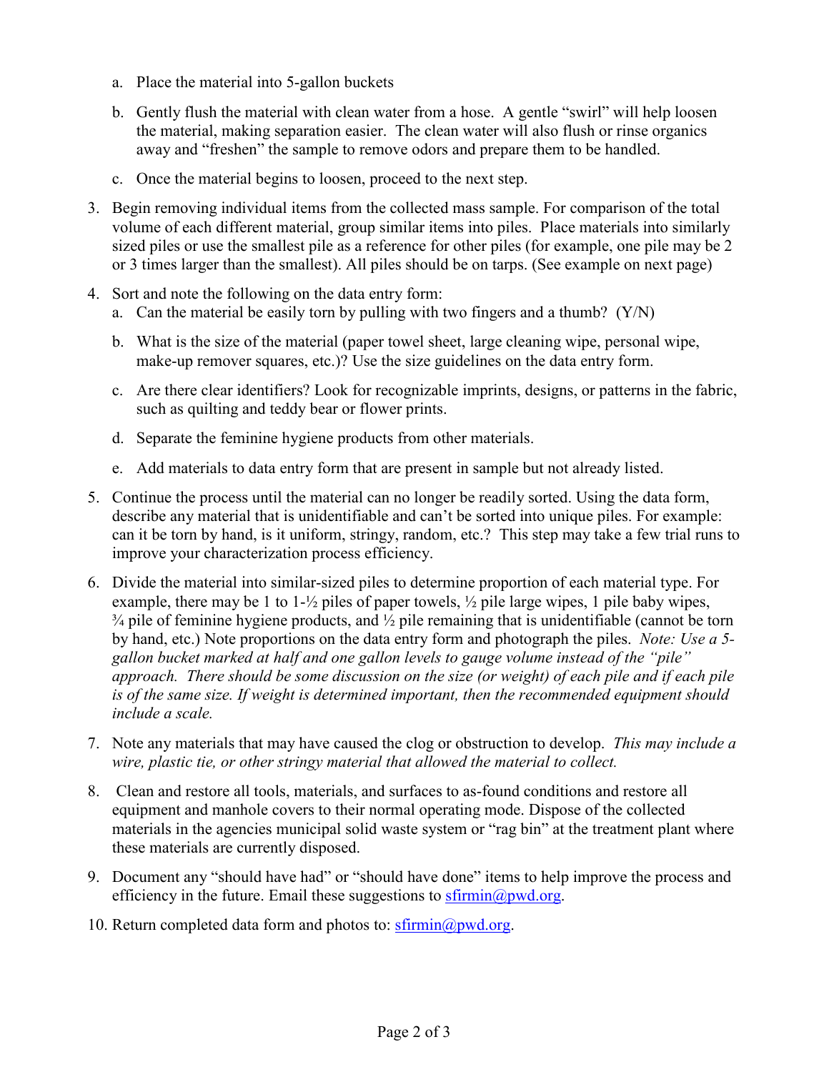a. Place the material into 5-gallon buckets

   b. Gently flush the material with clean water from a hose. A gentle "swirl" will help loosen the material, making separation easier. The clean water will also flush or rinse organics away and "freshen" the sample to remove odors and prepare them to be handled.

   c. Once the material begins to loosen, proceed to the next step.

3. Begin removing individual items from the collected mass sample. For comparison of the total volume of each different material, group similar items into piles. Place materials into similarly sized piles or use the smallest pile as a reference for other piles (for example, one pile may be 2 or 3 times larger than the smallest). All piles should be on tarps. (See example on next page)

4. Sort and note the following on the data entry form:
   a. Can the material be easily torn by pulling with two fingers and a thumb? (Y/N)

   b. What is the size of the material (paper towel sheet, large cleaning wipe, personal wipe, make-up remover squares, etc.)? Use the size guidelines on the data entry form.

   c. Are there clear identifiers? Look for recognizable imprints, designs, or patterns in the fabric, such as quilting and teddy bear or flower prints.

   d. Separate the feminine hygiene products from other materials.

   e. Add materials to data entry form that are present in sample but not already listed.

5. Continue the process until the material can no longer be readily sorted. Using the data form, describe any material that is unidentifiable and can't be sorted into unique piles. For example: can it be torn by hand, is it uniform, stringy, random, etc.? This step may take a few trial runs to improve your characterization process efficiency.

6. Divide the material into similar-sized piles to determine proportion of each material type. For example, there may be 1 to 1-½ piles of paper towels, ½ pile large wipes, 1 pile baby wipes, ¾ pile of feminine hygiene products, and ½ pile remaining that is unidentifiable (cannot be torn by hand, etc.) Note proportions on the data entry form and photograph the piles. *Note: Use a 5-gallon bucket marked at half and one gallon levels to gauge volume instead of the "pile" approach. There should be some discussion on the size (or weight) of each pile and if each pile is of the same size. If weight is determined important, then the recommended equipment should include a scale.*

7. Note any materials that may have caused the clog or obstruction to develop. *This may include a wire, plastic tie, or other stringy material that allowed the material to collect.*

8. Clean and restore all tools, materials, and surfaces to as-found conditions and restore all equipment and manhole covers to their normal operating mode. Dispose of the collected materials in the agencies municipal solid waste system or "rag bin" at the treatment plant where these materials are currently disposed.

9. Document any "should have had" or "should have done" items to help improve the process and efficiency in the future. Email these suggestions to sfirmin@pwd.org.

10. Return completed data form and photos to: sfirmin@pwd.org.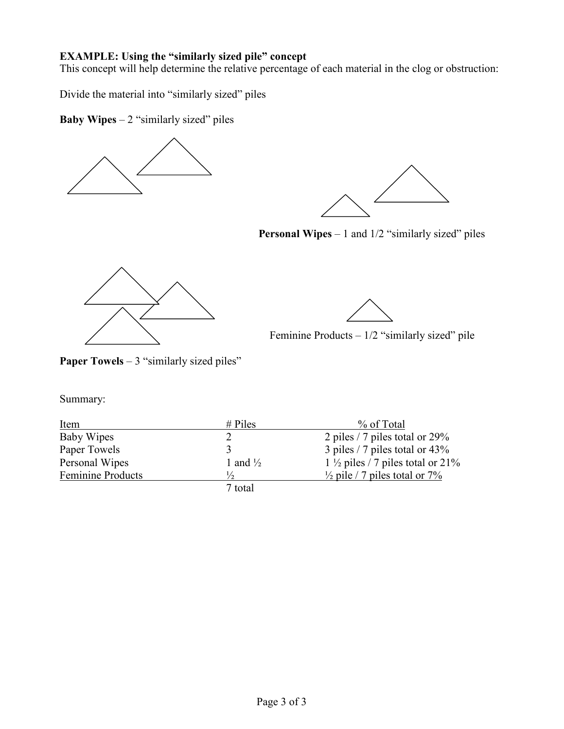**EXAMPLE: Using the "similarly sized pile" concept**

This concept will help determine the relative percentage of each material in the clog or obstruction:

Divide the material into "similarly sized" piles

**Baby Wipes** – 2 "similarly sized" piles

**Personal Wipes** – 1 and 1/2 "similarly sized" piles

Feminine Products – 1/2 "similarly sized" pile

**Paper Towels** – 3 "similarly sized piles"

Summary:

| Item | # Piles | % of Total |
|---|---|---|
| Baby Wipes | 2 | 2 piles / 7 piles total or 29% |
| Paper Towels | 3 | 3 piles / 7 piles total or 43% |
| Personal Wipes | 1 and ½ | 1 ½ piles / 7 piles total or 21% |
| Feminine Products | ½ | ½ pile / 7 piles total or 7% |
| | 7 total | |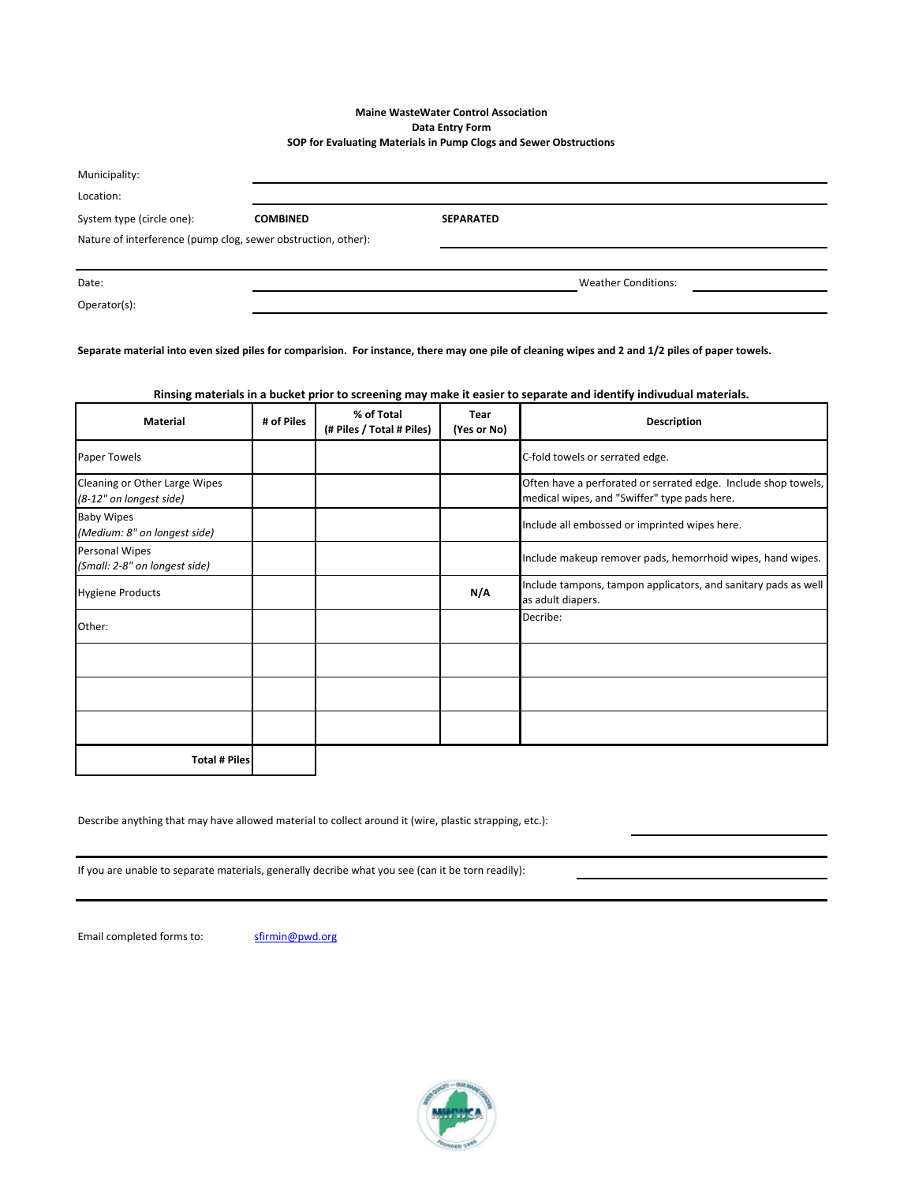**Maine WasteWater Control Association**
**Data Entry Form**
**SOP for Evaluating Materials in Pump Clogs and Sewer Obstructions**

Municipality: ______________________________

Location: ______________________________

System type (circle one): **COMBINED** **SEPARATED**

Nature of interference (pump clog, sewer obstruction, other): ______________________________

Date: ______________________________ Weather Conditions: ______________

Operator(s): ______________________________

**Separate material into even sized piles for comparision. For instance, there may one pile of cleaning wipes and 2 and 1/2 piles of paper towels.**

**Rinsing materials in a bucket prior to screening may make it easier to separate and identify indivudual materials.**

| Material | # of Piles | % of Total (# Piles / Total # Piles) | Tear (Yes or No) | Description |
|---|---|---|---|---|
| Paper Towels | | | | C-fold towels or serrated edge. |
| Cleaning or Other Large Wipes *(8-12" on longest side)* | | | | Often have a perforated or serrated edge. Include shop towels, medical wipes, and "Swiffer" type pads here. |
| Baby Wipes *(Medium: 8" on longest side)* | | | | Include all embossed or imprinted wipes here. |
| Personal Wipes *(Small: 2-8" on longest side)* | | | | Include makeup remover pads, hemorrhoid wipes, hand wipes. |
| Hygiene Products | | | N/A | Include tampons, tampon applicators, and sanitary pads as well as adult diapers. |
| Other: | | | | Decribe: |
| | | | | |
| | | | | |
| | | | | |
| **Total # Piles** | | | | |

Describe anything that may have allowed material to collect around it (wire, plastic strapping, etc.): ______________________________

If you are unable to separate materials, generally decribe what you see (can it be torn readily): ______________________________

Email completed forms to: sfirmin@pwd.org